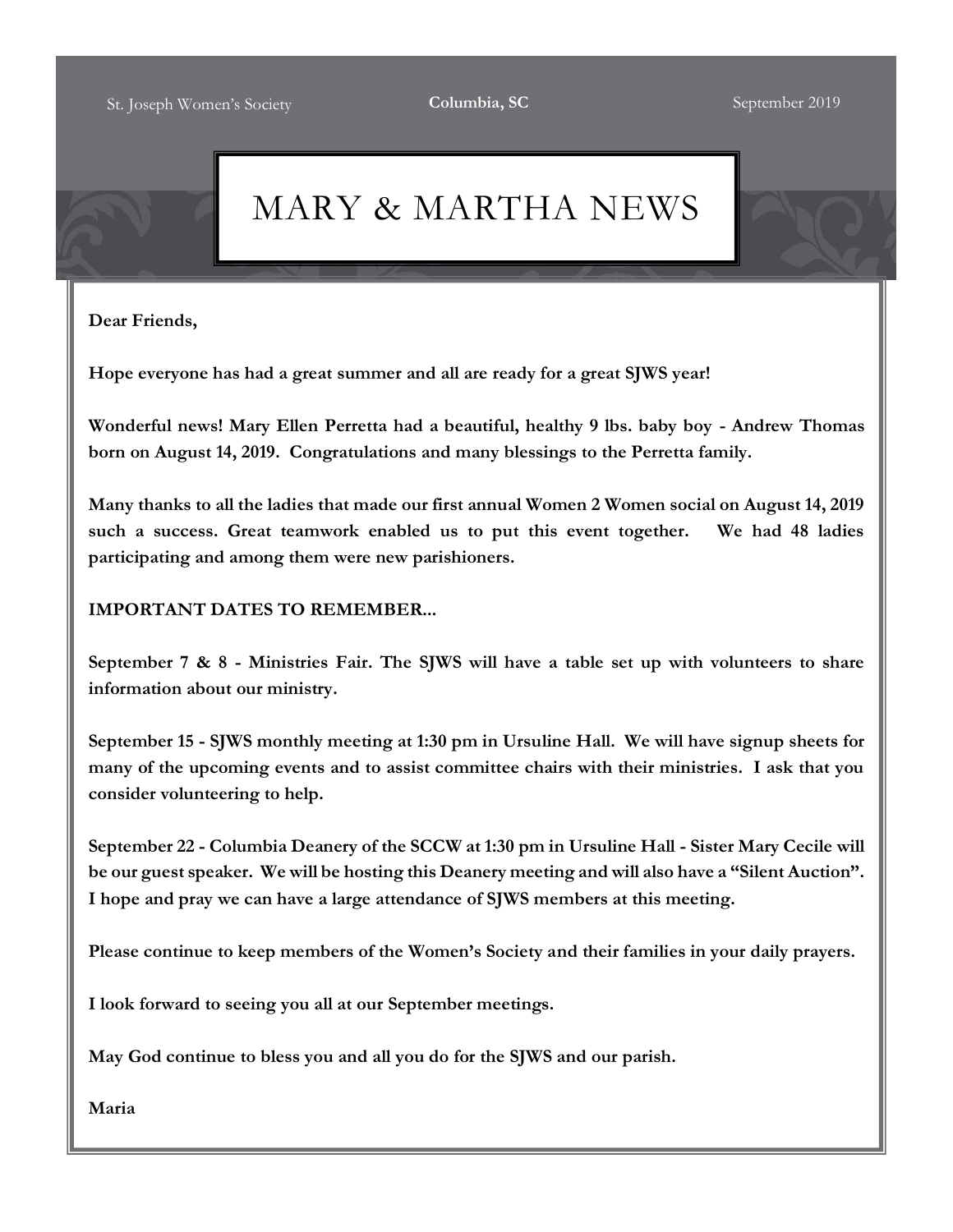St. Joseph Women's Society **Columbia, SC** September 2019

# MARY & MARTHA NEWS

**Dear Friends,**

**Hope everyone has had a great summer and all are ready for a great SJWS year!**

**Wonderful news! Mary Ellen Perretta had a beautiful, healthy 9 lbs. baby boy - Andrew Thomas born on August 14, 2019. Congratulations and many blessings to the Perretta family.**

**Many thanks to all the ladies that made our first annual Women 2 Women social on August 14, 2019 such a success. Great teamwork enabled us to put this event together. We had 48 ladies participating and among them were new parishioners.**

**IMPORTANT DATES TO REMEMBER...**

**September 7 & 8 - Ministries Fair. The SJWS will have a table set up with volunteers to share information about our ministry.**

**September 15 - SJWS monthly meeting at 1:30 pm in Ursuline Hall. We will have signup sheets for many of the upcoming events and to assist committee chairs with their ministries. I ask that you consider volunteering to help.**

**September 22 - Columbia Deanery of the SCCW at 1:30 pm in Ursuline Hall - Sister Mary Cecile will be our guest speaker. We will be hosting this Deanery meeting and will also have a "Silent Auction". I hope and pray we can have a large attendance of SJWS members at this meeting.**

**Please continue to keep members of the Women's Society and their families in your daily prayers.**

**I look forward to seeing you all at our September meetings.**

**May God continue to bless you and all you do for the SJWS and our parish.**

**Maria**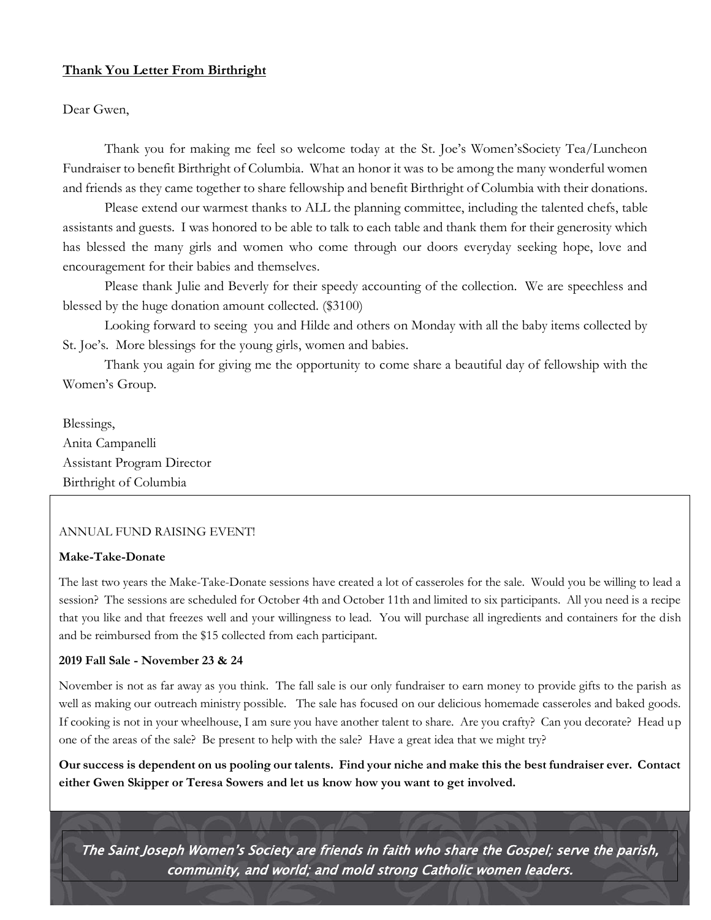**Thank You Letter From Birthright**

Dear Gwen,

Thank you for making me feel so welcome today at the St. Joe's Women'sSociety Tea/Luncheon Fundraiser to benefit Birthright of Columbia. What an honor it was to be among the many wonderful women and friends as they came together to share fellowship and benefit Birthright of Columbia with their donations.

Please extend our warmest thanks to ALL the planning committee, including the talented chefs, table assistants and guests. I was honored to be able to talk to each table and thank them for their generosity which has blessed the many girls and women who come through our doors everyday seeking hope, love and encouragement for their babies and themselves.

Please thank Julie and Beverly for their speedy accounting of the collection. We are speechless and blessed by the huge donation amount collected. ($3100)

Looking forward to seeing you and Hilde and others on Monday with all the baby items collected by St. Joe's. More blessings for the young girls, women and babies.

Thank you again for giving me the opportunity to come share a beautiful day of fellowship with the Women's Group.

Blessings,
Anita Campanelli
Assistant Program Director
Birthright of Columbia

ANNUAL FUND RAISING EVENT!

**Make-Take-Donate**

The last two years the Make-Take-Donate sessions have created a lot of casseroles for the sale. Would you be willing to lead a session? The sessions are scheduled for October 4th and October 11th and limited to six participants. All you need is a recipe that you like and that freezes well and your willingness to lead. You will purchase all ingredients and containers for the dish and be reimbursed from the $15 collected from each participant.

**2019 Fall Sale - November 23 & 24**

November is not as far away as you think. The fall sale is our only fundraiser to earn money to provide gifts to the parish as well as making our outreach ministry possible. The sale has focused on our delicious homemade casseroles and baked goods. If cooking is not in your wheelhouse, I am sure you have another talent to share. Are you crafty? Can you decorate? Head up one of the areas of the sale? Be present to help with the sale? Have a great idea that we might try?

**Our success is dependent on us pooling our talents. Find your niche and make this the best fundraiser ever. Contact either Gwen Skipper or Teresa Sowers and let us know how you want to get involved.**

*The Saint Joseph Women's Society are friends in faith who share the Gospel; serve the parish, community, and world; and mold strong Catholic women leaders.*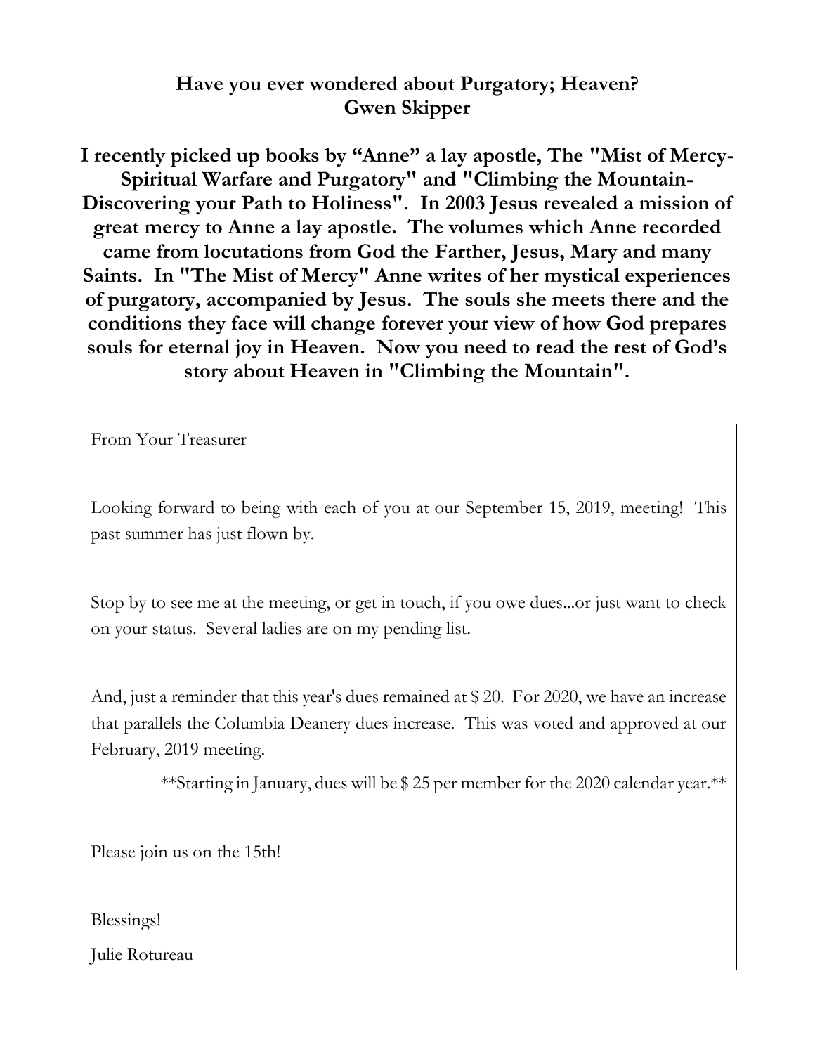**Have you ever wondered about Purgatory; Heaven?**
**Gwen Skipper**

**I recently picked up books by "Anne" a lay apostle, The "Mist of Mercy-Spiritual Warfare and Purgatory" and "Climbing the Mountain-Discovering your Path to Holiness". In 2003 Jesus revealed a mission of great mercy to Anne a lay apostle. The volumes which Anne recorded came from locutations from God the Farther, Jesus, Mary and many Saints. In "The Mist of Mercy" Anne writes of her mystical experiences of purgatory, accompanied by Jesus. The souls she meets there and the conditions they face will change forever your view of how God prepares souls for eternal joy in Heaven. Now you need to read the rest of God's story about Heaven in "Climbing the Mountain".**

From Your Treasurer

Looking forward to being with each of you at our September 15, 2019, meeting! This past summer has just flown by.

Stop by to see me at the meeting, or get in touch, if you owe dues...or just want to check on your status. Several ladies are on my pending list.

And, just a reminder that this year's dues remained at $ 20. For 2020, we have an increase that parallels the Columbia Deanery dues increase. This was voted and approved at our February, 2019 meeting.

**Starting in January, dues will be $ 25 per member for the 2020 calendar year.**

Please join us on the 15th!

Blessings!

Julie Rotureau